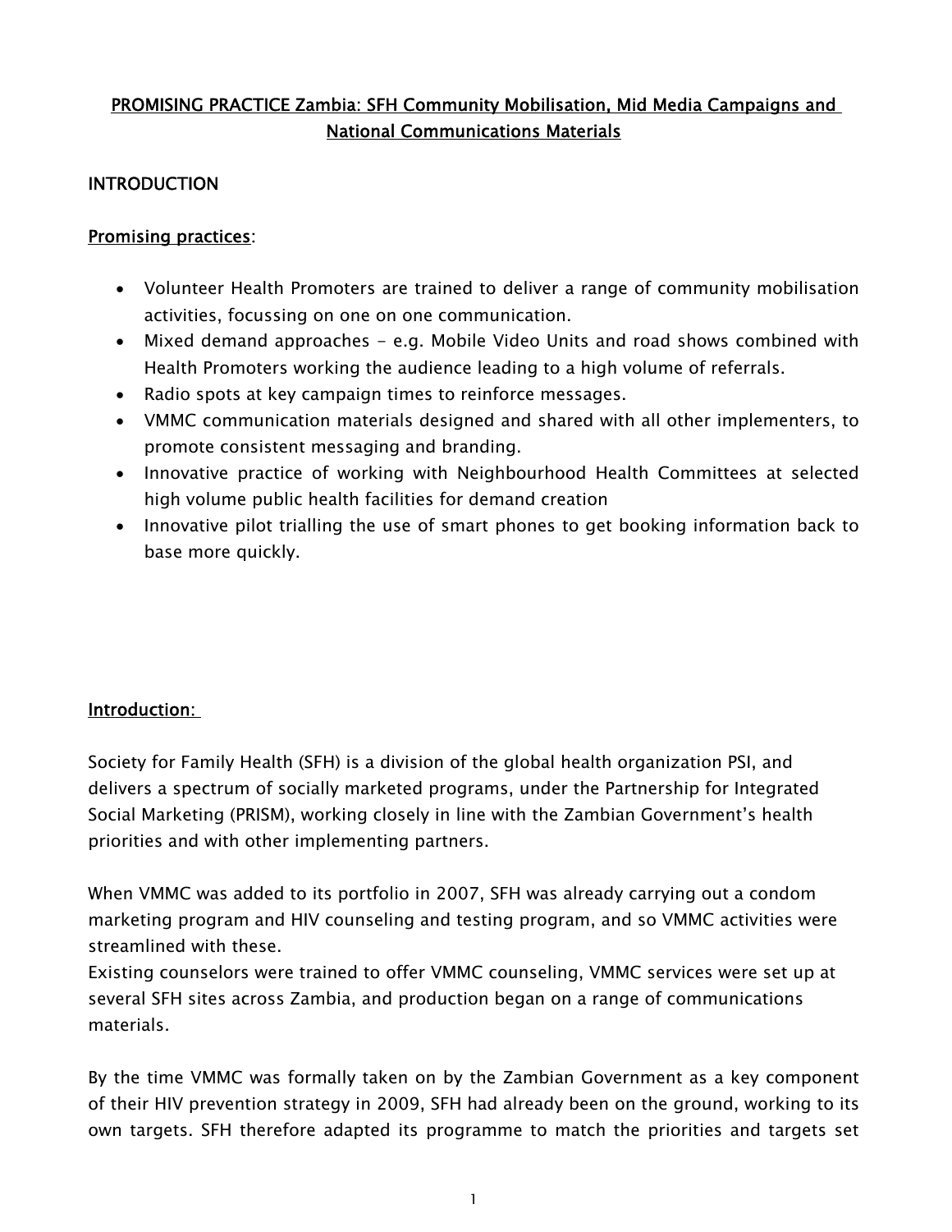# PROMISING PRACTICE Zambia: SFH Community Mobilisation, Mid Media Campaigns and National Communications Materials

## INTRODUCTION

### Promising practices:

- Volunteer Health Promoters are trained to deliver a range of community mobilisation activities, focussing on one on one communication.
- Mixed demand approaches - e.g. Mobile Video Units and road shows combined with Health Promoters working the audience leading to a high volume of referrals.
- Radio spots at key campaign times to reinforce messages.
- VMMC communication materials designed and shared with all other implementers, to promote consistent messaging and branding.
- Innovative practice of working with Neighbourhood Health Committees at selected high volume public health facilities for demand creation
- Innovative pilot trialling the use of smart phones to get booking information back to base more quickly.

### Introduction:

Society for Family Health (SFH) is a division of the global health organization PSI, and delivers a spectrum of socially marketed programs, under the Partnership for Integrated Social Marketing (PRISM), working closely in line with the Zambian Government's health priorities and with other implementing partners.

When VMMC was added to its portfolio in 2007, SFH was already carrying out a condom marketing program and HIV counseling and testing program, and so VMMC activities were streamlined with these.
Existing counselors were trained to offer VMMC counseling, VMMC services were set up at several SFH sites across Zambia, and production began on a range of communications materials.

By the time VMMC was formally taken on by the Zambian Government as a key component of their HIV prevention strategy in 2009, SFH had already been on the ground, working to its own targets. SFH therefore adapted its programme to match the priorities and targets set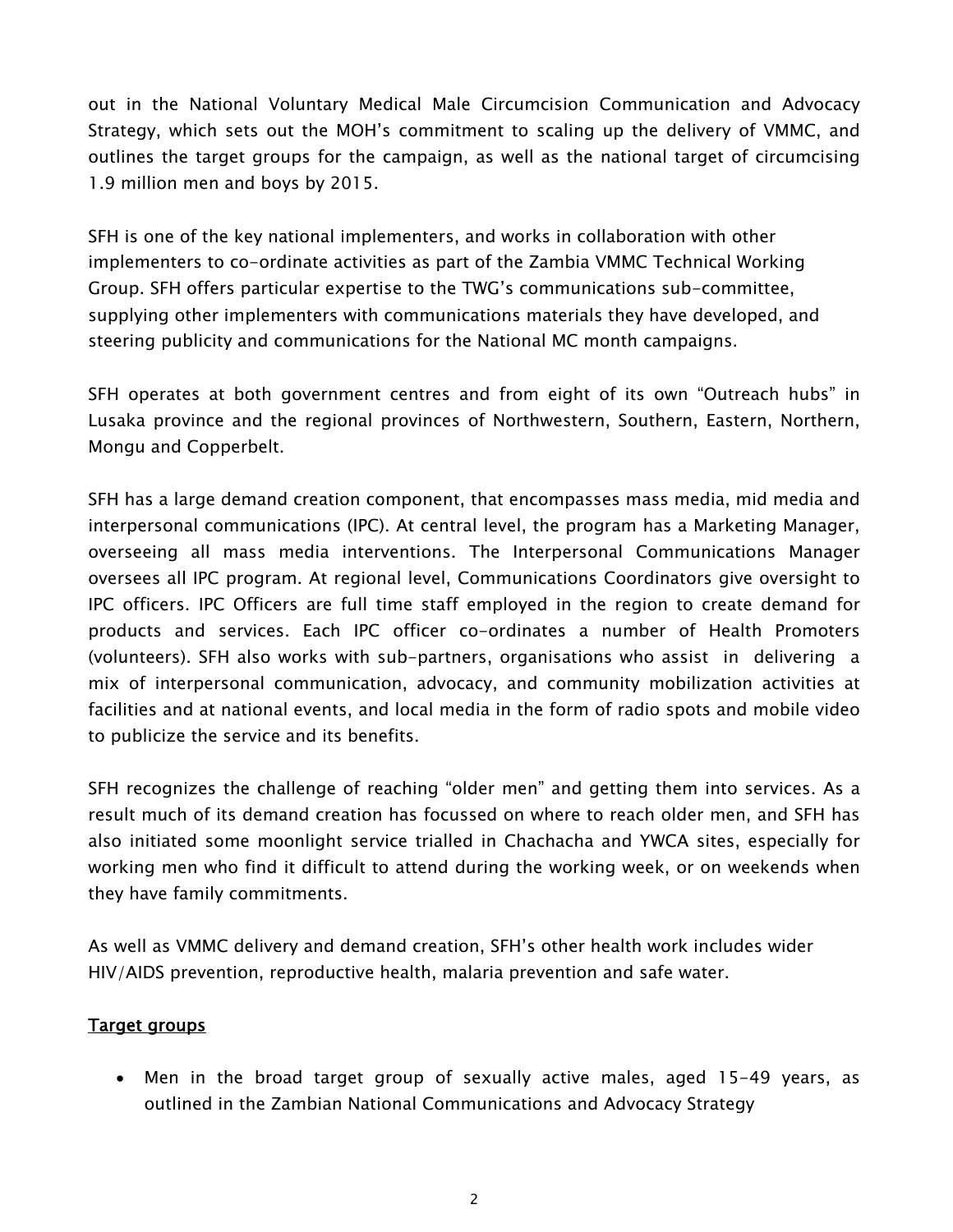out in the National Voluntary Medical Male Circumcision Communication and Advocacy Strategy, which sets out the MOH's commitment to scaling up the delivery of VMMC, and outlines the target groups for the campaign, as well as the national target of circumcising 1.9 million men and boys by 2015.

SFH is one of the key national implementers, and works in collaboration with other implementers to co-ordinate activities as part of the Zambia VMMC Technical Working Group. SFH offers particular expertise to the TWG's communications sub-committee, supplying other implementers with communications materials they have developed, and steering publicity and communications for the National MC month campaigns.

SFH operates at both government centres and from eight of its own "Outreach hubs" in Lusaka province and the regional provinces of Northwestern, Southern, Eastern, Northern, Mongu and Copperbelt.

SFH has a large demand creation component, that encompasses mass media, mid media and interpersonal communications (IPC). At central level, the program has a Marketing Manager, overseeing all mass media interventions. The Interpersonal Communications Manager oversees all IPC program. At regional level, Communications Coordinators give oversight to IPC officers. IPC Officers are full time staff employed in the region to create demand for products and services. Each IPC officer co-ordinates a number of Health Promoters (volunteers). SFH also works with sub-partners, organisations who assist in delivering a mix of interpersonal communication, advocacy, and community mobilization activities at facilities and at national events, and local media in the form of radio spots and mobile video to publicize the service and its benefits.

SFH recognizes the challenge of reaching "older men" and getting them into services. As a result much of its demand creation has focussed on where to reach older men, and SFH has also initiated some moonlight service trialled in Chachacha and YWCA sites, especially for working men who find it difficult to attend during the working week, or on weekends when they have family commitments.

As well as VMMC delivery and demand creation, SFH's other health work includes wider HIV/AIDS prevention, reproductive health, malaria prevention and safe water.

<u>Target groups</u>

- Men in the broad target group of sexually active males, aged 15-49 years, as outlined in the Zambian National Communications and Advocacy Strategy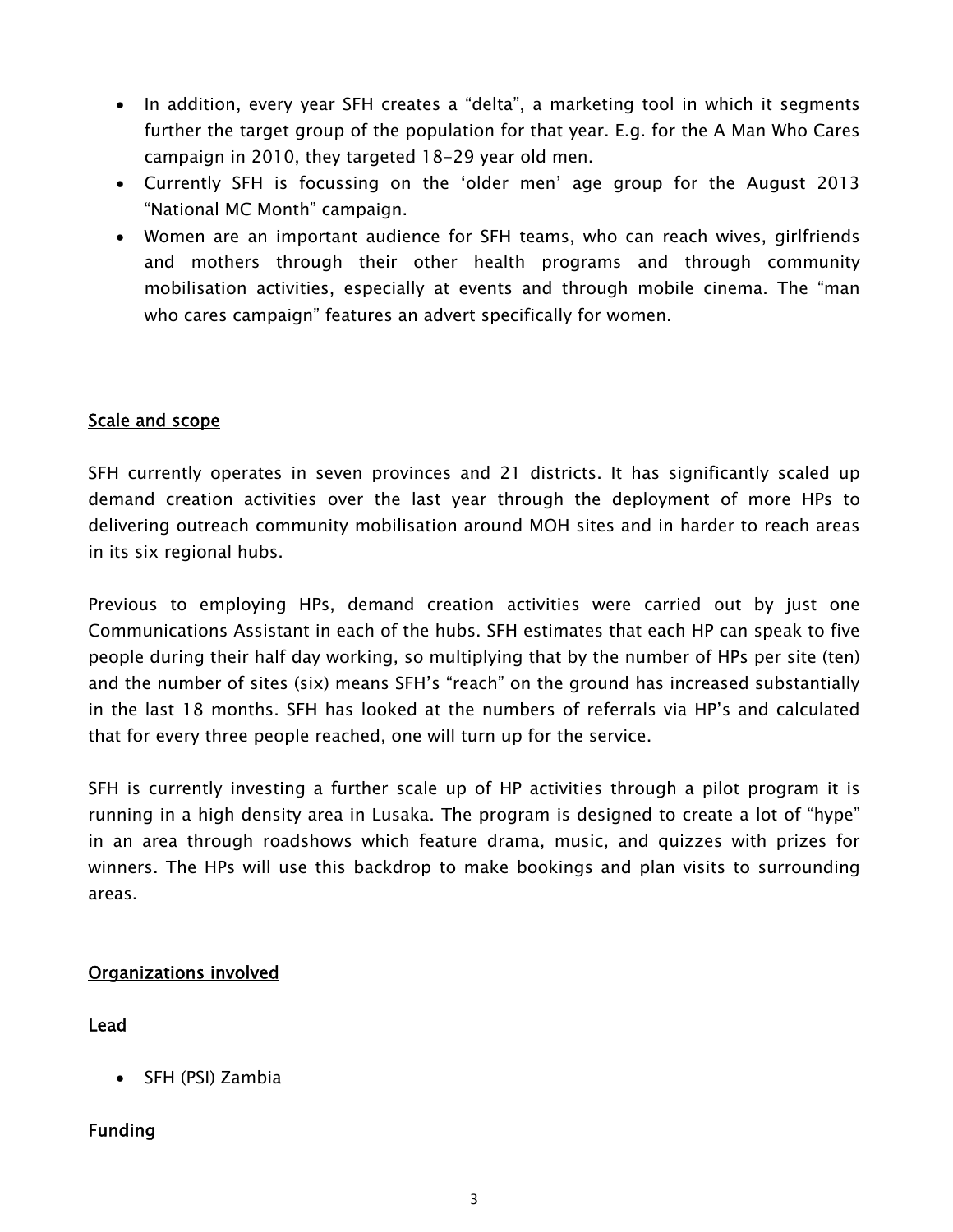- In addition, every year SFH creates a "delta", a marketing tool in which it segments further the target group of the population for that year. E.g. for the A Man Who Cares campaign in 2010, they targeted 18-29 year old men.
- Currently SFH is focussing on the 'older men' age group for the August 2013 "National MC Month" campaign.
- Women are an important audience for SFH teams, who can reach wives, girlfriends and mothers through their other health programs and through community mobilisation activities, especially at events and through mobile cinema. The "man who cares campaign" features an advert specifically for women.

## Scale and scope

SFH currently operates in seven provinces and 21 districts. It has significantly scaled up demand creation activities over the last year through the deployment of more HPs to delivering outreach community mobilisation around MOH sites and in harder to reach areas in its six regional hubs.

Previous to employing HPs, demand creation activities were carried out by just one Communications Assistant in each of the hubs. SFH estimates that each HP can speak to five people during their half day working, so multiplying that by the number of HPs per site (ten) and the number of sites (six) means SFH's "reach" on the ground has increased substantially in the last 18 months. SFH has looked at the numbers of referrals via HP's and calculated that for every three people reached, one will turn up for the service.

SFH is currently investing a further scale up of HP activities through a pilot program it is running in a high density area in Lusaka. The program is designed to create a lot of "hype" in an area through roadshows which feature drama, music, and quizzes with prizes for winners. The HPs will use this backdrop to make bookings and plan visits to surrounding areas.

## Organizations involved

### Lead

- SFH (PSI) Zambia

### Funding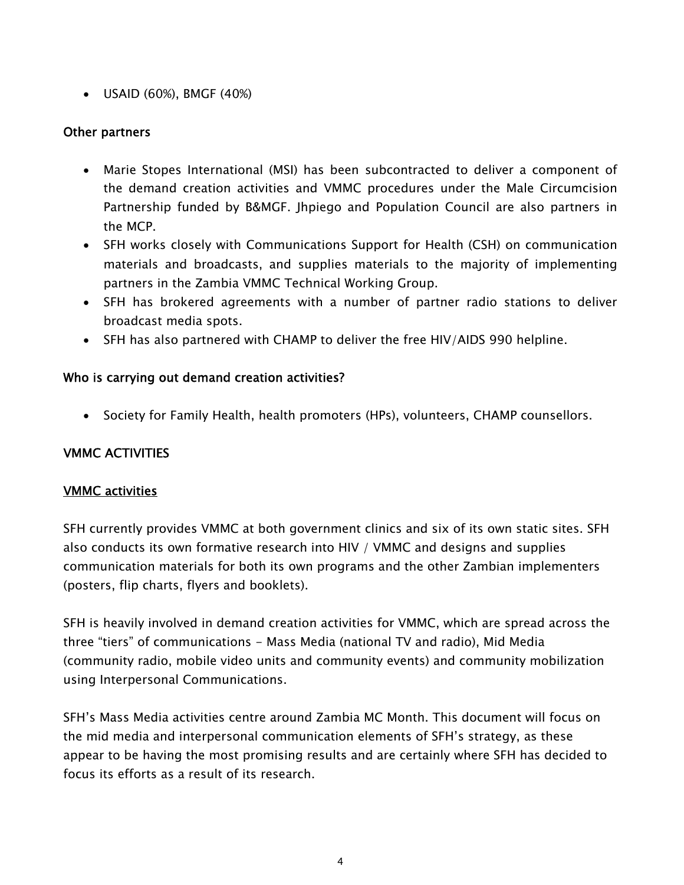- USAID (60%), BMGF (40%)

### Other partners

- Marie Stopes International (MSI) has been subcontracted to deliver a component of the demand creation activities and VMMC procedures under the Male Circumcision Partnership funded by B&MGF. Jhpiego and Population Council are also partners in the MCP.
- SFH works closely with Communications Support for Health (CSH) on communication materials and broadcasts, and supplies materials to the majority of implementing partners in the Zambia VMMC Technical Working Group.
- SFH has brokered agreements with a number of partner radio stations to deliver broadcast media spots.
- SFH has also partnered with CHAMP to deliver the free HIV/AIDS 990 helpline.

### Who is carrying out demand creation activities?

- Society for Family Health, health promoters (HPs), volunteers, CHAMP counsellors.

## VMMC ACTIVITIES

### VMMC activities

SFH currently provides VMMC at both government clinics and six of its own static sites. SFH also conducts its own formative research into HIV / VMMC and designs and supplies communication materials for both its own programs and the other Zambian implementers (posters, flip charts, flyers and booklets).

SFH is heavily involved in demand creation activities for VMMC, which are spread across the three "tiers" of communications - Mass Media (national TV and radio), Mid Media (community radio, mobile video units and community events) and community mobilization using Interpersonal Communications.

SFH's Mass Media activities centre around Zambia MC Month. This document will focus on the mid media and interpersonal communication elements of SFH's strategy, as these appear to be having the most promising results and are certainly where SFH has decided to focus its efforts as a result of its research.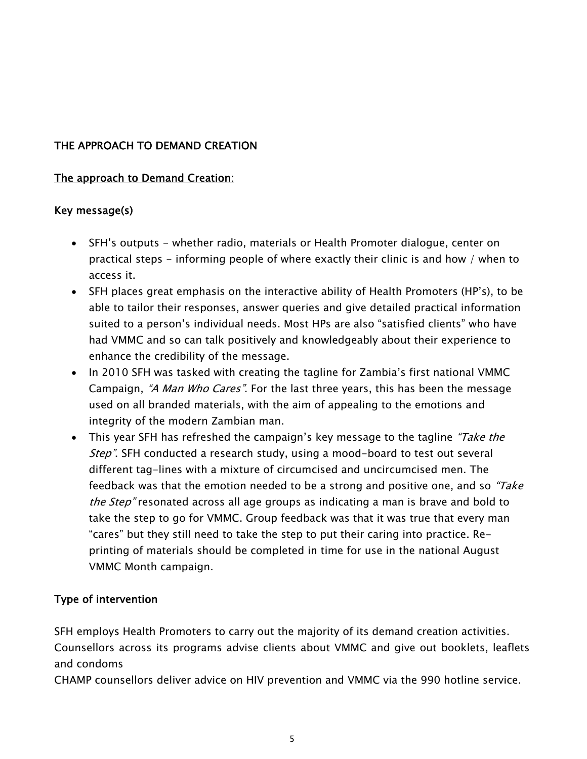## THE APPROACH TO DEMAND CREATION

### The approach to Demand Creation:

### Key message(s)

- SFH's outputs - whether radio, materials or Health Promoter dialogue, center on practical steps - informing people of where exactly their clinic is and how / when to access it.
- SFH places great emphasis on the interactive ability of Health Promoters (HP's), to be able to tailor their responses, answer queries and give detailed practical information suited to a person's individual needs. Most HPs are also "satisfied clients" who have had VMMC and so can talk positively and knowledgeably about their experience to enhance the credibility of the message.
- In 2010 SFH was tasked with creating the tagline for Zambia's first national VMMC Campaign, *"A Man Who Cares"*. For the last three years, this has been the message used on all branded materials, with the aim of appealing to the emotions and integrity of the modern Zambian man.
- This year SFH has refreshed the campaign's key message to the tagline *"Take the Step"*. SFH conducted a research study, using a mood-board to test out several different tag-lines with a mixture of circumcised and uncircumcised men. The feedback was that the emotion needed to be a strong and positive one, and so *"Take the Step"* resonated across all age groups as indicating a man is brave and bold to take the step to go for VMMC. Group feedback was that it was true that every man "cares" but they still need to take the step to put their caring into practice. Re-printing of materials should be completed in time for use in the national August VMMC Month campaign.

### Type of intervention

SFH employs Health Promoters to carry out the majority of its demand creation activities. Counsellors across its programs advise clients about VMMC and give out booklets, leaflets and condoms
CHAMP counsellors deliver advice on HIV prevention and VMMC via the 990 hotline service.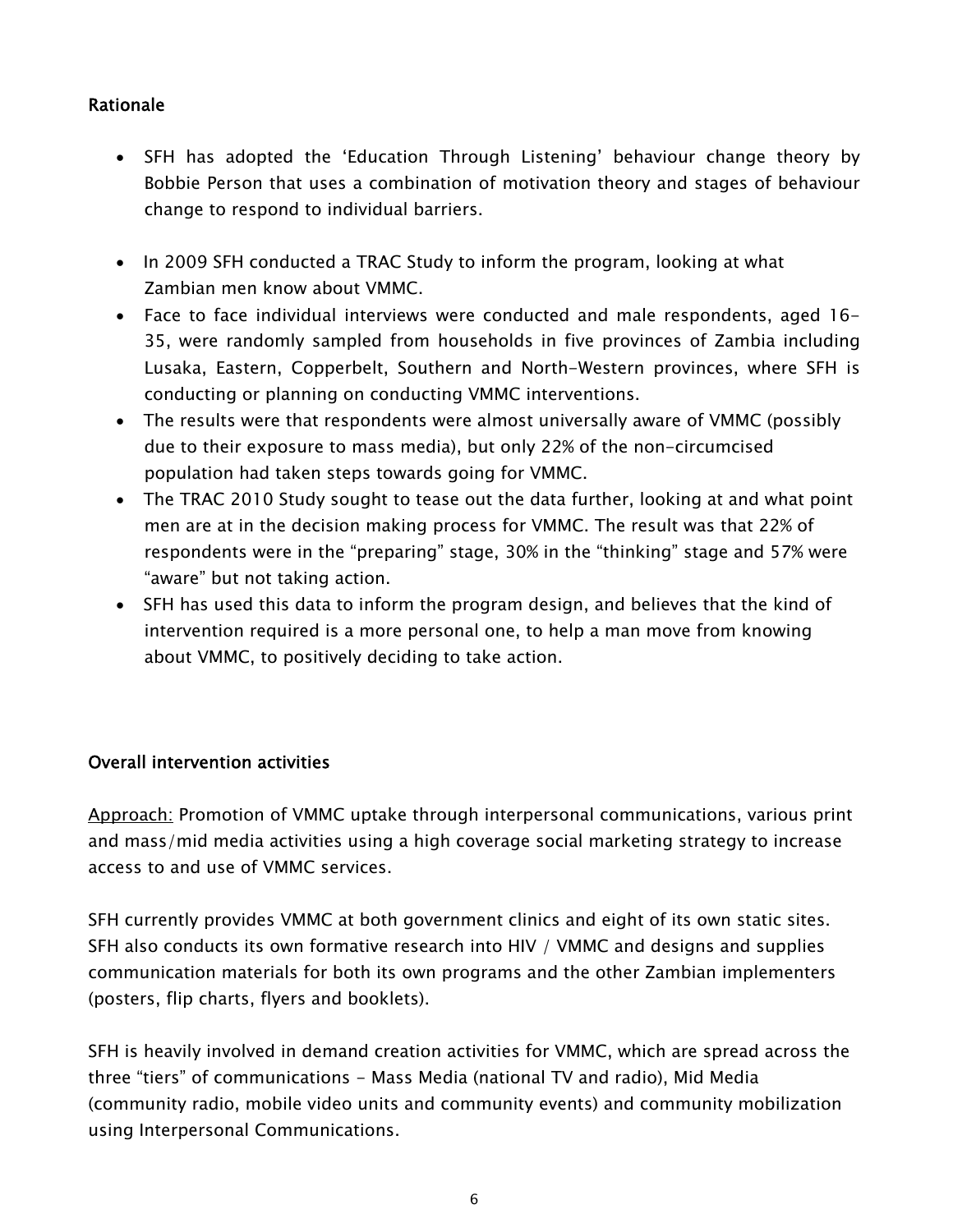### Rationale

- SFH has adopted the 'Education Through Listening' behaviour change theory by Bobbie Person that uses a combination of motivation theory and stages of behaviour change to respond to individual barriers.

- In 2009 SFH conducted a TRAC Study to inform the program, looking at what Zambian men know about VMMC.
- Face to face individual interviews were conducted and male respondents, aged 16-35, were randomly sampled from households in five provinces of Zambia including Lusaka, Eastern, Copperbelt, Southern and North-Western provinces, where SFH is conducting or planning on conducting VMMC interventions.
- The results were that respondents were almost universally aware of VMMC (possibly due to their exposure to mass media), but only 22% of the non-circumcised population had taken steps towards going for VMMC.
- The TRAC 2010 Study sought to tease out the data further, looking at and what point men are at in the decision making process for VMMC. The result was that 22% of respondents were in the "preparing" stage, 30% in the "thinking" stage and 57% were "aware" but not taking action.
- SFH has used this data to inform the program design, and believes that the kind of intervention required is a more personal one, to help a man move from knowing about VMMC, to positively deciding to take action.

### Overall intervention activities

<u>Approach:</u> Promotion of VMMC uptake through interpersonal communications, various print and mass/mid media activities using a high coverage social marketing strategy to increase access to and use of VMMC services.

SFH currently provides VMMC at both government clinics and eight of its own static sites. SFH also conducts its own formative research into HIV / VMMC and designs and supplies communication materials for both its own programs and the other Zambian implementers (posters, flip charts, flyers and booklets).

SFH is heavily involved in demand creation activities for VMMC, which are spread across the three "tiers" of communications - Mass Media (national TV and radio), Mid Media (community radio, mobile video units and community events) and community mobilization using Interpersonal Communications.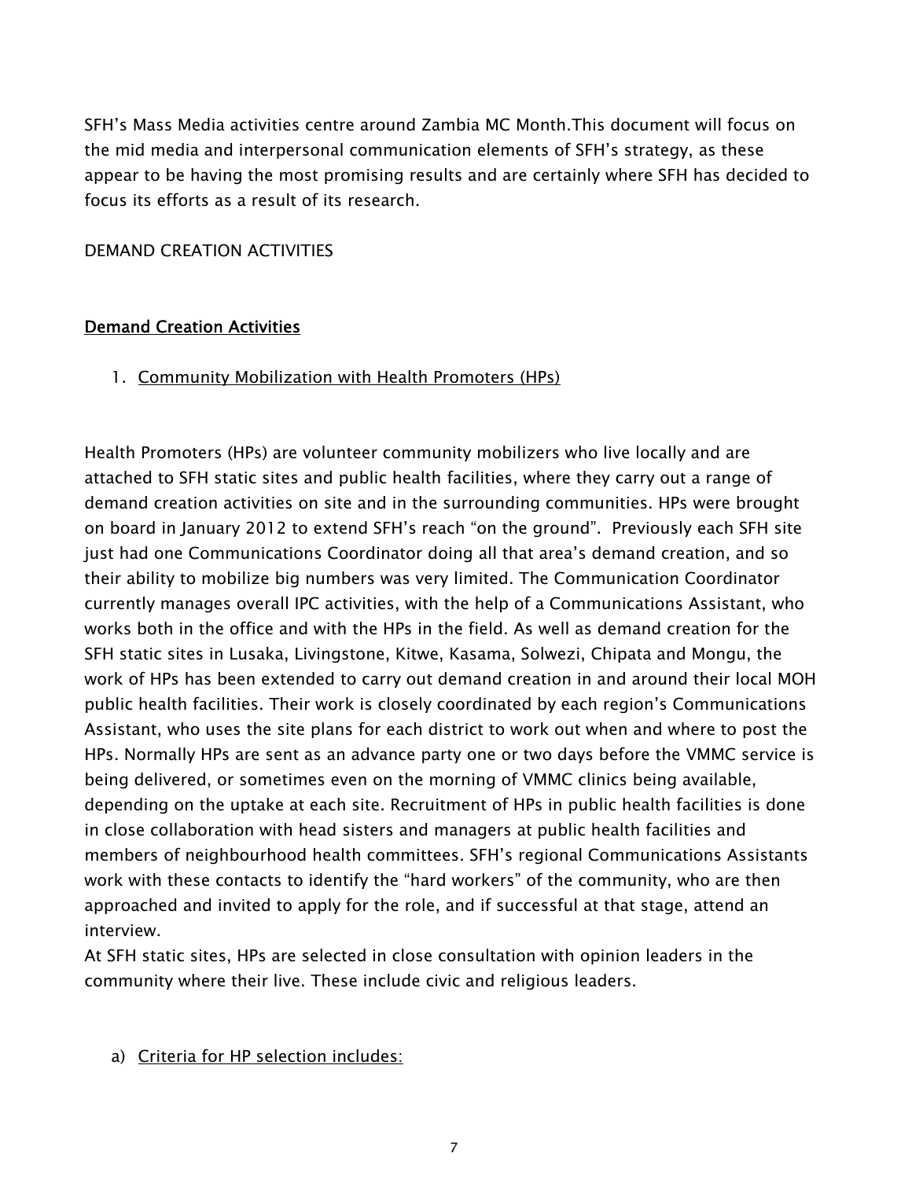SFH's Mass Media activities centre around Zambia MC Month.This document will focus on the mid media and interpersonal communication elements of SFH's strategy, as these appear to be having the most promising results and are certainly where SFH has decided to focus its efforts as a result of its research.

DEMAND CREATION ACTIVITIES

## Demand Creation Activities

1. Community Mobilization with Health Promoters (HPs)

Health Promoters (HPs) are volunteer community mobilizers who live locally and are attached to SFH static sites and public health facilities, where they carry out a range of demand creation activities on site and in the surrounding communities. HPs were brought on board in January 2012 to extend SFH's reach "on the ground". Previously each SFH site just had one Communications Coordinator doing all that area's demand creation, and so their ability to mobilize big numbers was very limited. The Communication Coordinator currently manages overall IPC activities, with the help of a Communications Assistant, who works both in the office and with the HPs in the field. As well as demand creation for the SFH static sites in Lusaka, Livingstone, Kitwe, Kasama, Solwezi, Chipata and Mongu, the work of HPs has been extended to carry out demand creation in and around their local MOH public health facilities. Their work is closely coordinated by each region's Communications Assistant, who uses the site plans for each district to work out when and where to post the HPs. Normally HPs are sent as an advance party one or two days before the VMMC service is being delivered, or sometimes even on the morning of VMMC clinics being available, depending on the uptake at each site. Recruitment of HPs in public health facilities is done in close collaboration with head sisters and managers at public health facilities and members of neighbourhood health committees. SFH's regional Communications Assistants work with these contacts to identify the "hard workers" of the community, who are then approached and invited to apply for the role, and if successful at that stage, attend an interview.

At SFH static sites, HPs are selected in close consultation with opinion leaders in the community where their live. These include civic and religious leaders.

a) Criteria for HP selection includes: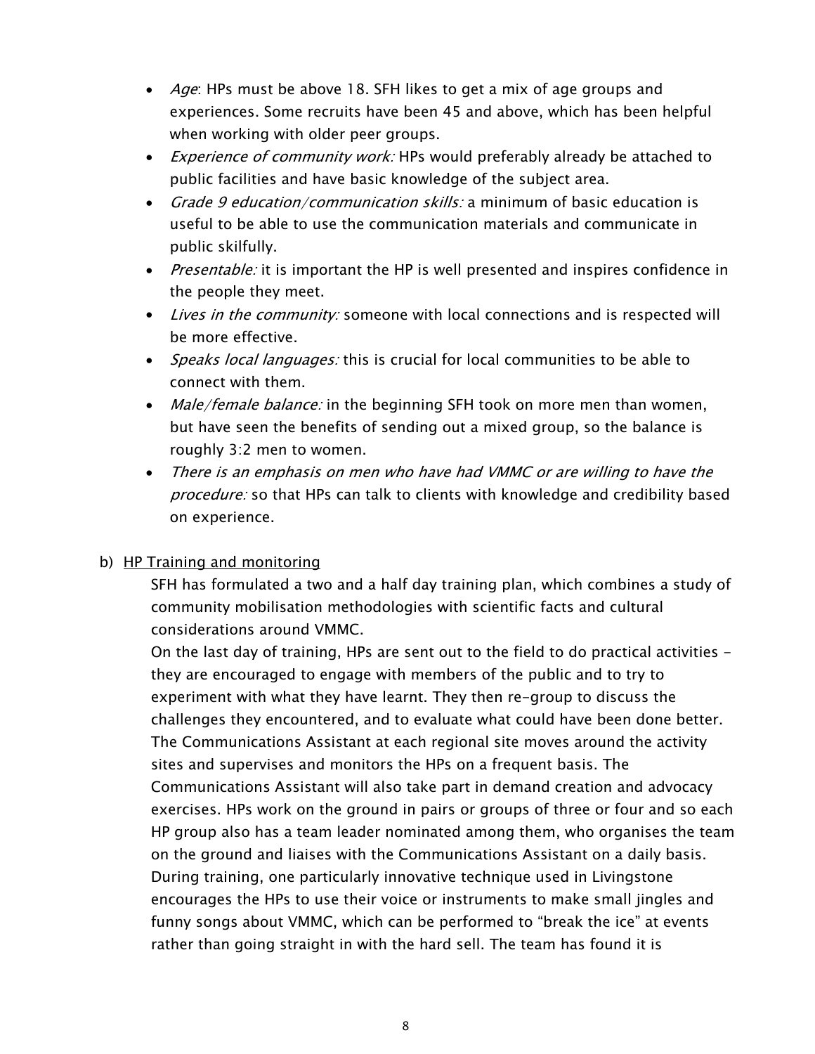- *Age*: HPs must be above 18. SFH likes to get a mix of age groups and experiences. Some recruits have been 45 and above, which has been helpful when working with older peer groups.
- *Experience of community work:* HPs would preferably already be attached to public facilities and have basic knowledge of the subject area.
- *Grade 9 education/communication skills:* a minimum of basic education is useful to be able to use the communication materials and communicate in public skilfully.
- *Presentable:* it is important the HP is well presented and inspires confidence in the people they meet.
- *Lives in the community:* someone with local connections and is respected will be more effective.
- *Speaks local languages:* this is crucial for local communities to be able to connect with them.
- *Male/female balance:* in the beginning SFH took on more men than women, but have seen the benefits of sending out a mixed group, so the balance is roughly 3:2 men to women.
- *There is an emphasis on men who have had VMMC or are willing to have the procedure:* so that HPs can talk to clients with knowledge and credibility based on experience.

b) <u>HP Training and monitoring</u>

SFH has formulated a two and a half day training plan, which combines a study of community mobilisation methodologies with scientific facts and cultural considerations around VMMC.

On the last day of training, HPs are sent out to the field to do practical activities - they are encouraged to engage with members of the public and to try to experiment with what they have learnt. They then re-group to discuss the challenges they encountered, and to evaluate what could have been done better. The Communications Assistant at each regional site moves around the activity sites and supervises and monitors the HPs on a frequent basis. The Communications Assistant will also take part in demand creation and advocacy exercises. HPs work on the ground in pairs or groups of three or four and so each HP group also has a team leader nominated among them, who organises the team on the ground and liaises with the Communications Assistant on a daily basis. During training, one particularly innovative technique used in Livingstone encourages the HPs to use their voice or instruments to make small jingles and funny songs about VMMC, which can be performed to "break the ice" at events rather than going straight in with the hard sell. The team has found it is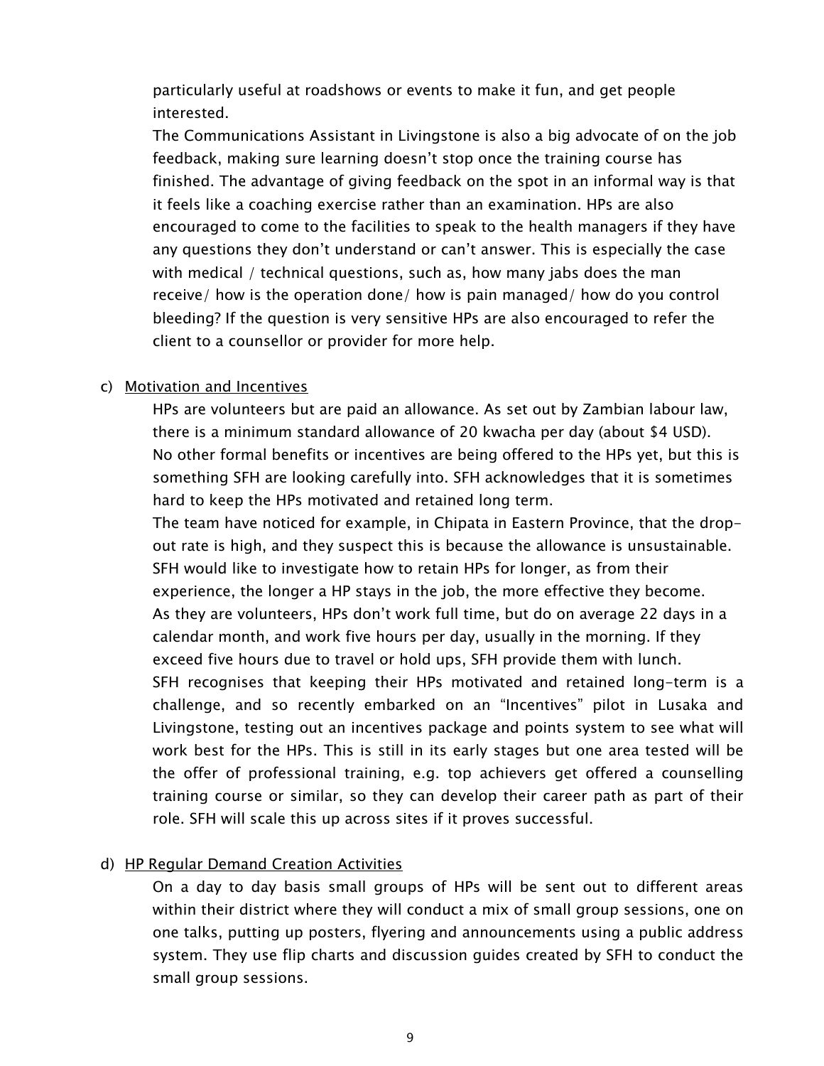particularly useful at roadshows or events to make it fun, and get people interested.

The Communications Assistant in Livingstone is also a big advocate of on the job feedback, making sure learning doesn't stop once the training course has finished. The advantage of giving feedback on the spot in an informal way is that it feels like a coaching exercise rather than an examination. HPs are also encouraged to come to the facilities to speak to the health managers if they have any questions they don't understand or can't answer. This is especially the case with medical / technical questions, such as, how many jabs does the man receive/ how is the operation done/ how is pain managed/ how do you control bleeding? If the question is very sensitive HPs are also encouraged to refer the client to a counsellor or provider for more help.

c) Motivation and Incentives

HPs are volunteers but are paid an allowance. As set out by Zambian labour law, there is a minimum standard allowance of 20 kwacha per day (about $4 USD). No other formal benefits or incentives are being offered to the HPs yet, but this is something SFH are looking carefully into. SFH acknowledges that it is sometimes hard to keep the HPs motivated and retained long term.

The team have noticed for example, in Chipata in Eastern Province, that the drop-out rate is high, and they suspect this is because the allowance is unsustainable. SFH would like to investigate how to retain HPs for longer, as from their experience, the longer a HP stays in the job, the more effective they become.

As they are volunteers, HPs don't work full time, but do on average 22 days in a calendar month, and work five hours per day, usually in the morning. If they exceed five hours due to travel or hold ups, SFH provide them with lunch.

SFH recognises that keeping their HPs motivated and retained long-term is a challenge, and so recently embarked on an "Incentives" pilot in Lusaka and Livingstone, testing out an incentives package and points system to see what will work best for the HPs. This is still in its early stages but one area tested will be the offer of professional training, e.g. top achievers get offered a counselling training course or similar, so they can develop their career path as part of their role. SFH will scale this up across sites if it proves successful.

d) HP Regular Demand Creation Activities

On a day to day basis small groups of HPs will be sent out to different areas within their district where they will conduct a mix of small group sessions, one on one talks, putting up posters, flyering and announcements using a public address system. They use flip charts and discussion guides created by SFH to conduct the small group sessions.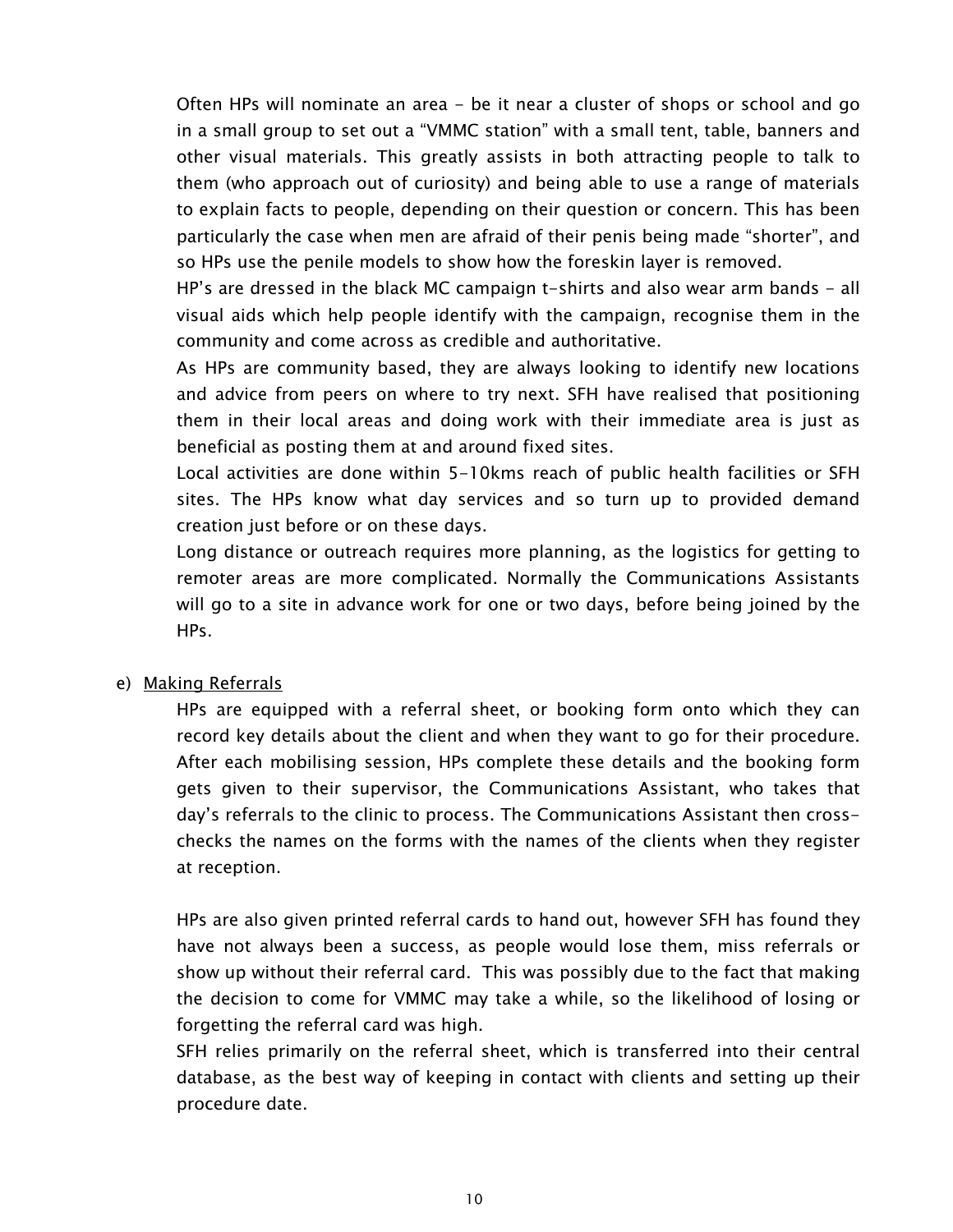Often HPs will nominate an area - be it near a cluster of shops or school and go in a small group to set out a "VMMC station" with a small tent, table, banners and other visual materials. This greatly assists in both attracting people to talk to them (who approach out of curiosity) and being able to use a range of materials to explain facts to people, depending on their question or concern. This has been particularly the case when men are afraid of their penis being made "shorter", and so HPs use the penile models to show how the foreskin layer is removed.

HP's are dressed in the black MC campaign t-shirts and also wear arm bands - all visual aids which help people identify with the campaign, recognise them in the community and come across as credible and authoritative.

As HPs are community based, they are always looking to identify new locations and advice from peers on where to try next. SFH have realised that positioning them in their local areas and doing work with their immediate area is just as beneficial as posting them at and around fixed sites.

Local activities are done within 5-10kms reach of public health facilities or SFH sites. The HPs know what day services and so turn up to provided demand creation just before or on these days.

Long distance or outreach requires more planning, as the logistics for getting to remoter areas are more complicated. Normally the Communications Assistants will go to a site in advance work for one or two days, before being joined by the HPs.

e) Making Referrals

HPs are equipped with a referral sheet, or booking form onto which they can record key details about the client and when they want to go for their procedure. After each mobilising session, HPs complete these details and the booking form gets given to their supervisor, the Communications Assistant, who takes that day's referrals to the clinic to process. The Communications Assistant then cross-checks the names on the forms with the names of the clients when they register at reception.

HPs are also given printed referral cards to hand out, however SFH has found they have not always been a success, as people would lose them, miss referrals or show up without their referral card. This was possibly due to the fact that making the decision to come for VMMC may take a while, so the likelihood of losing or forgetting the referral card was high.

SFH relies primarily on the referral sheet, which is transferred into their central database, as the best way of keeping in contact with clients and setting up their procedure date.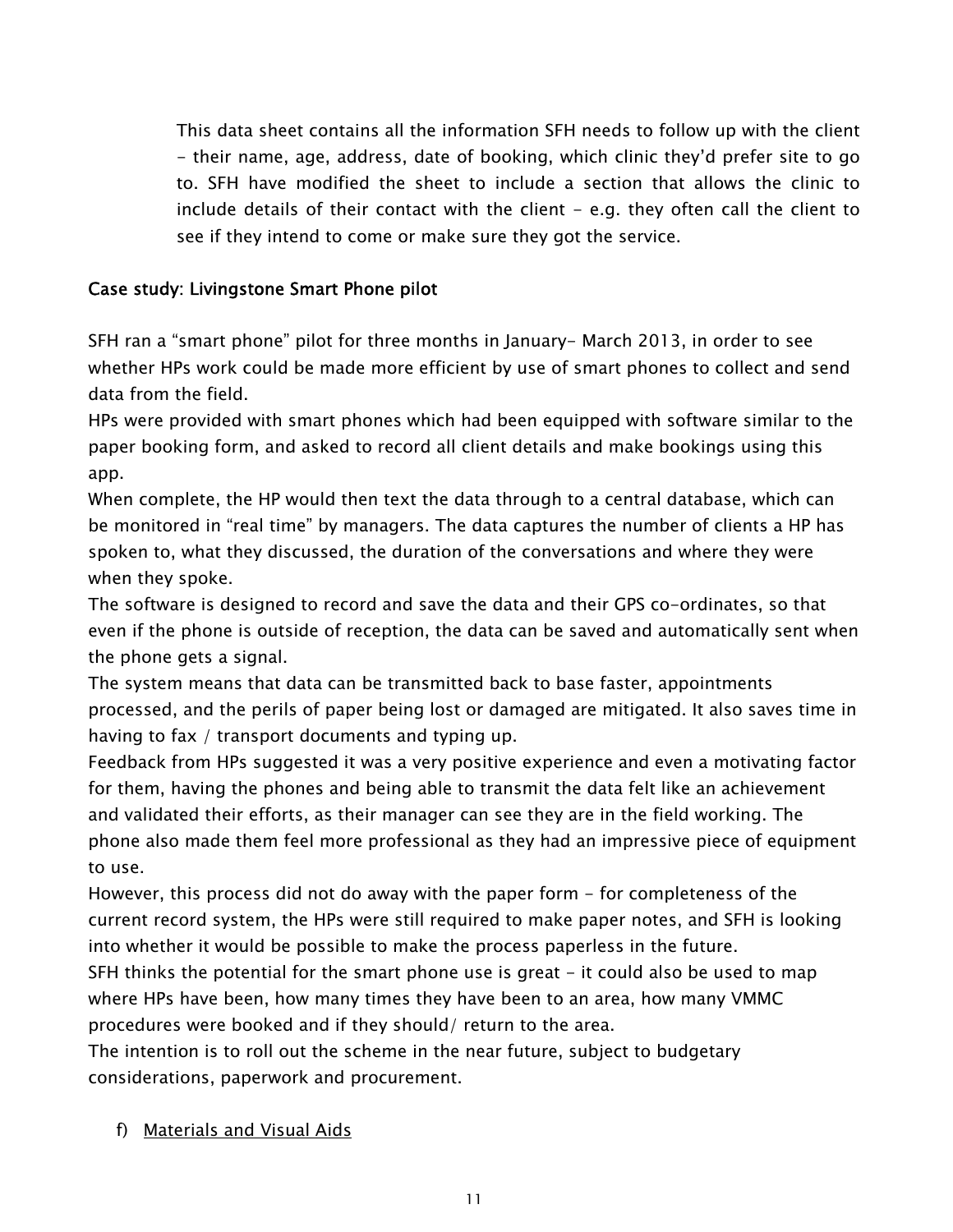This data sheet contains all the information SFH needs to follow up with the client - their name, age, address, date of booking, which clinic they'd prefer site to go to. SFH have modified the sheet to include a section that allows the clinic to include details of their contact with the client - e.g. they often call the client to see if they intend to come or make sure they got the service.

**Case study: Livingstone Smart Phone pilot**

SFH ran a "smart phone" pilot for three months in January- March 2013, in order to see whether HPs work could be made more efficient by use of smart phones to collect and send data from the field.

HPs were provided with smart phones which had been equipped with software similar to the paper booking form, and asked to record all client details and make bookings using this app.

When complete, the HP would then text the data through to a central database, which can be monitored in "real time" by managers. The data captures the number of clients a HP has spoken to, what they discussed, the duration of the conversations and where they were when they spoke.

The software is designed to record and save the data and their GPS co-ordinates, so that even if the phone is outside of reception, the data can be saved and automatically sent when the phone gets a signal.

The system means that data can be transmitted back to base faster, appointments processed, and the perils of paper being lost or damaged are mitigated. It also saves time in having to fax / transport documents and typing up.

Feedback from HPs suggested it was a very positive experience and even a motivating factor for them, having the phones and being able to transmit the data felt like an achievement and validated their efforts, as their manager can see they are in the field working. The phone also made them feel more professional as they had an impressive piece of equipment to use.

However, this process did not do away with the paper form - for completeness of the current record system, the HPs were still required to make paper notes, and SFH is looking into whether it would be possible to make the process paperless in the future.

SFH thinks the potential for the smart phone use is great - it could also be used to map where HPs have been, how many times they have been to an area, how many VMMC procedures were booked and if they should/ return to the area.

The intention is to roll out the scheme in the near future, subject to budgetary considerations, paperwork and procurement.

f) Materials and Visual Aids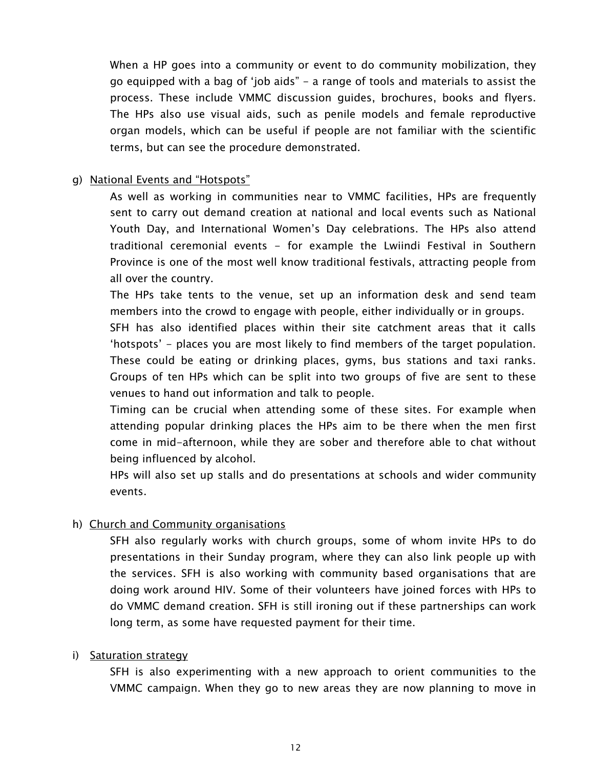When a HP goes into a community or event to do community mobilization, they go equipped with a bag of 'job aids" - a range of tools and materials to assist the process. These include VMMC discussion guides, brochures, books and flyers. The HPs also use visual aids, such as penile models and female reproductive organ models, which can be useful if people are not familiar with the scientific terms, but can see the procedure demonstrated.

g) <u>National Events and "Hotspots"</u>

As well as working in communities near to VMMC facilities, HPs are frequently sent to carry out demand creation at national and local events such as National Youth Day, and International Women's Day celebrations. The HPs also attend traditional ceremonial events - for example the Lwiindi Festival in Southern Province is one of the most well know traditional festivals, attracting people from all over the country.

The HPs take tents to the venue, set up an information desk and send team members into the crowd to engage with people, either individually or in groups.

SFH has also identified places within their site catchment areas that it calls 'hotspots' - places you are most likely to find members of the target population. These could be eating or drinking places, gyms, bus stations and taxi ranks. Groups of ten HPs which can be split into two groups of five are sent to these venues to hand out information and talk to people.

Timing can be crucial when attending some of these sites. For example when attending popular drinking places the HPs aim to be there when the men first come in mid-afternoon, while they are sober and therefore able to chat without being influenced by alcohol.

HPs will also set up stalls and do presentations at schools and wider community events.

h) <u>Church and Community organisations</u>

SFH also regularly works with church groups, some of whom invite HPs to do presentations in their Sunday program, where they can also link people up with the services. SFH is also working with community based organisations that are doing work around HIV. Some of their volunteers have joined forces with HPs to do VMMC demand creation. SFH is still ironing out if these partnerships can work long term, as some have requested payment for their time.

i) <u>Saturation strategy</u>

SFH is also experimenting with a new approach to orient communities to the VMMC campaign. When they go to new areas they are now planning to move in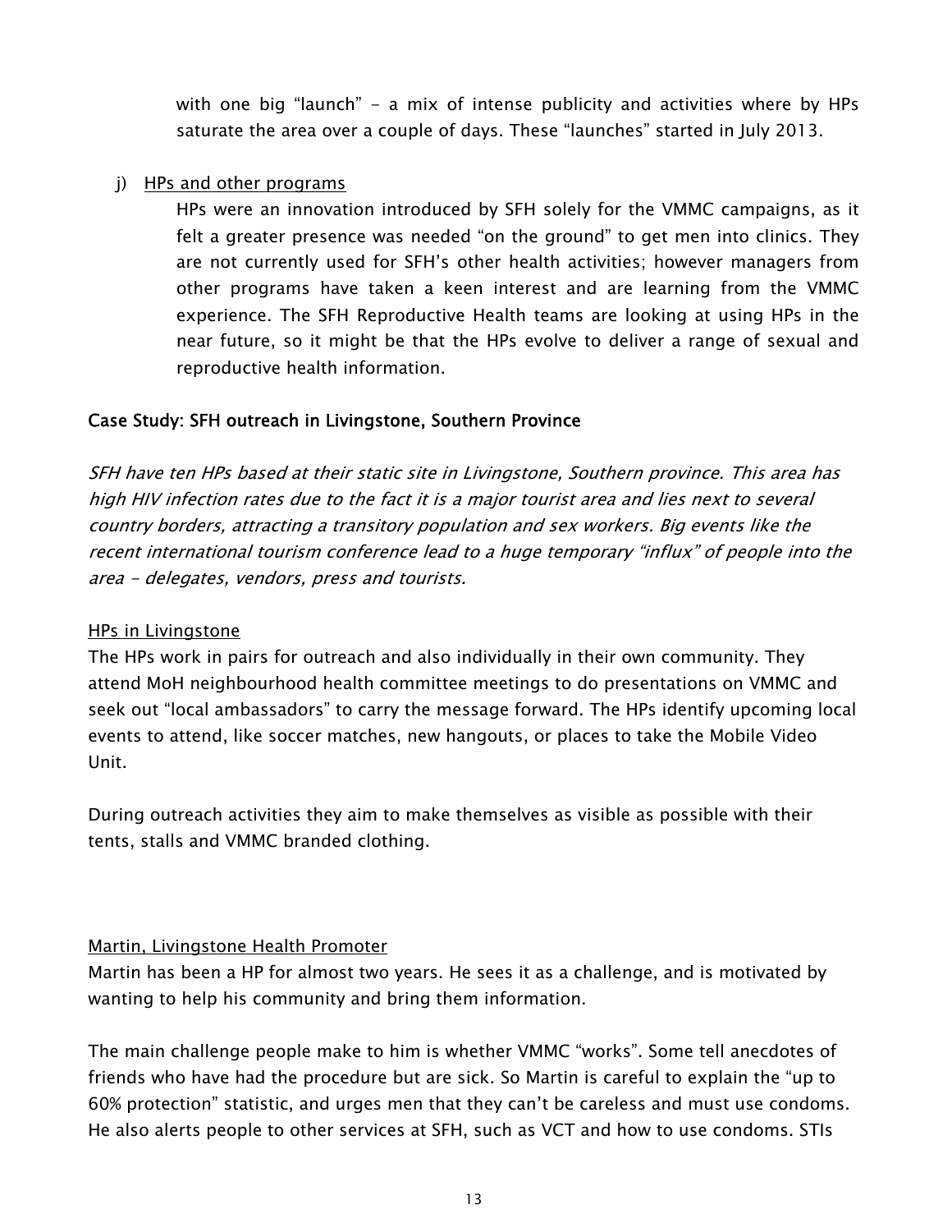with one big “launch” - a mix of intense publicity and activities where by HPs saturate the area over a couple of days. These “launches” started in July 2013.

j) <u>HPs and other programs</u>

HPs were an innovation introduced by SFH solely for the VMMC campaigns, as it felt a greater presence was needed “on the ground” to get men into clinics. They are not currently used for SFH’s other health activities; however managers from other programs have taken a keen interest and are learning from the VMMC experience. The SFH Reproductive Health teams are looking at using HPs in the near future, so it might be that the HPs evolve to deliver a range of sexual and reproductive health information.

### Case Study: SFH outreach in Livingstone, Southern Province

*SFH have ten HPs based at their static site in Livingstone, Southern province. This area has high HIV infection rates due to the fact it is a major tourist area and lies next to several country borders, attracting a transitory population and sex workers. Big events like the recent international tourism conference lead to a huge temporary “influx” of people into the area - delegates, vendors, press and tourists.*

<u>HPs in Livingstone</u>

The HPs work in pairs for outreach and also individually in their own community. They attend MoH neighbourhood health committee meetings to do presentations on VMMC and seek out “local ambassadors” to carry the message forward. The HPs identify upcoming local events to attend, like soccer matches, new hangouts, or places to take the Mobile Video Unit.

During outreach activities they aim to make themselves as visible as possible with their tents, stalls and VMMC branded clothing.

<u>Martin, Livingstone Health Promoter</u>

Martin has been a HP for almost two years. He sees it as a challenge, and is motivated by wanting to help his community and bring them information.

The main challenge people make to him is whether VMMC “works”. Some tell anecdotes of friends who have had the procedure but are sick. So Martin is careful to explain the “up to 60% protection” statistic, and urges men that they can’t be careless and must use condoms. He also alerts people to other services at SFH, such as VCT and how to use condoms. STIs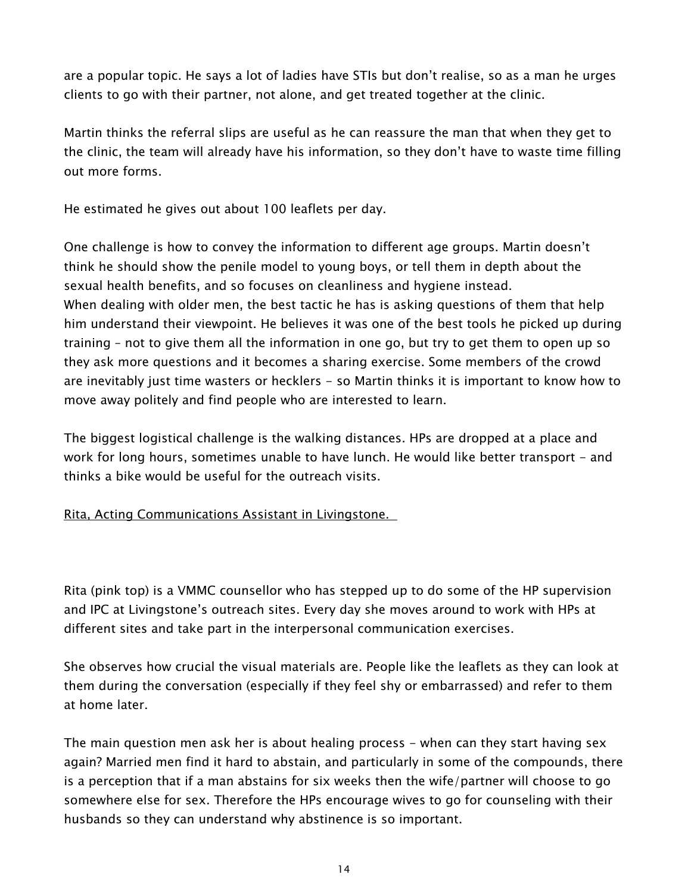are a popular topic. He says a lot of ladies have STIs but don't realise, so as a man he urges clients to go with their partner, not alone, and get treated together at the clinic.

Martin thinks the referral slips are useful as he can reassure the man that when they get to the clinic, the team will already have his information, so they don't have to waste time filling out more forms.

He estimated he gives out about 100 leaflets per day.

One challenge is how to convey the information to different age groups. Martin doesn't think he should show the penile model to young boys, or tell them in depth about the sexual health benefits, and so focuses on cleanliness and hygiene instead.
When dealing with older men, the best tactic he has is asking questions of them that help him understand their viewpoint. He believes it was one of the best tools he picked up during training – not to give them all the information in one go, but try to get them to open up so they ask more questions and it becomes a sharing exercise. Some members of the crowd are inevitably just time wasters or hecklers - so Martin thinks it is important to know how to move away politely and find people who are interested to learn.

The biggest logistical challenge is the walking distances. HPs are dropped at a place and work for long hours, sometimes unable to have lunch. He would like better transport - and thinks a bike would be useful for the outreach visits.

Rita, Acting Communications Assistant in Livingstone.

Rita (pink top) is a VMMC counsellor who has stepped up to do some of the HP supervision and IPC at Livingstone's outreach sites. Every day she moves around to work with HPs at different sites and take part in the interpersonal communication exercises.

She observes how crucial the visual materials are. People like the leaflets as they can look at them during the conversation (especially if they feel shy or embarrassed) and refer to them at home later.

The main question men ask her is about healing process - when can they start having sex again? Married men find it hard to abstain, and particularly in some of the compounds, there is a perception that if a man abstains for six weeks then the wife/partner will choose to go somewhere else for sex. Therefore the HPs encourage wives to go for counseling with their husbands so they can understand why abstinence is so important.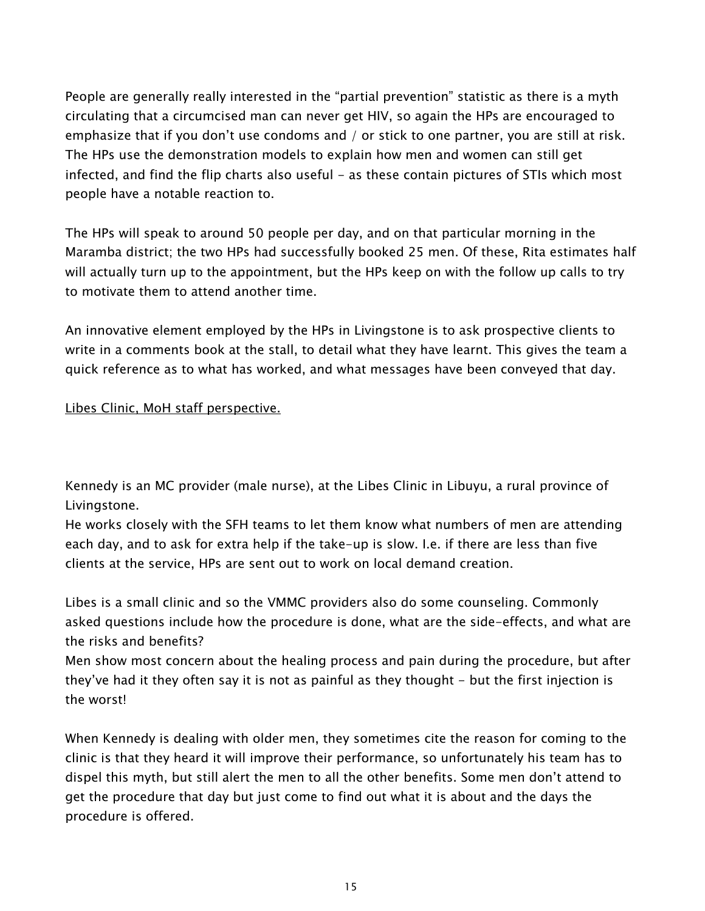People are generally really interested in the “partial prevention” statistic as there is a myth circulating that a circumcised man can never get HIV, so again the HPs are encouraged to emphasize that if you don’t use condoms and / or stick to one partner, you are still at risk. The HPs use the demonstration models to explain how men and women can still get infected, and find the flip charts also useful - as these contain pictures of STIs which most people have a notable reaction to.

The HPs will speak to around 50 people per day, and on that particular morning in the Maramba district; the two HPs had successfully booked 25 men. Of these, Rita estimates half will actually turn up to the appointment, but the HPs keep on with the follow up calls to try to motivate them to attend another time.

An innovative element employed by the HPs in Livingstone is to ask prospective clients to write in a comments book at the stall, to detail what they have learnt. This gives the team a quick reference as to what has worked, and what messages have been conveyed that day.

<u>Libes Clinic, MoH staff perspective.</u>

Kennedy is an MC provider (male nurse), at the Libes Clinic in Libuyu, a rural province of Livingstone.
He works closely with the SFH teams to let them know what numbers of men are attending each day, and to ask for extra help if the take-up is slow. I.e. if there are less than five clients at the service, HPs are sent out to work on local demand creation.

Libes is a small clinic and so the VMMC providers also do some counseling. Commonly asked questions include how the procedure is done, what are the side-effects, and what are the risks and benefits?
Men show most concern about the healing process and pain during the procedure, but after they’ve had it they often say it is not as painful as they thought - but the first injection is the worst!

When Kennedy is dealing with older men, they sometimes cite the reason for coming to the clinic is that they heard it will improve their performance, so unfortunately his team has to dispel this myth, but still alert the men to all the other benefits. Some men don’t attend to get the procedure that day but just come to find out what it is about and the days the procedure is offered.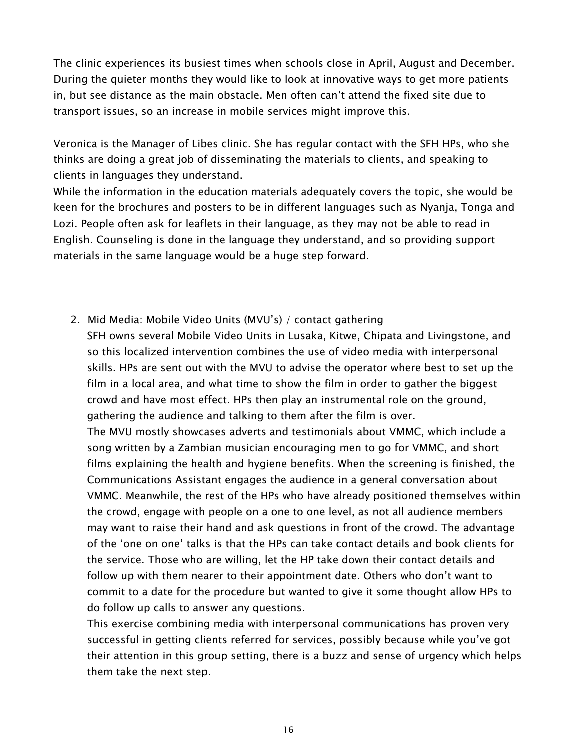The clinic experiences its busiest times when schools close in April, August and December. During the quieter months they would like to look at innovative ways to get more patients in, but see distance as the main obstacle. Men often can't attend the fixed site due to transport issues, so an increase in mobile services might improve this.

Veronica is the Manager of Libes clinic. She has regular contact with the SFH HPs, who she thinks are doing a great job of disseminating the materials to clients, and speaking to clients in languages they understand.
While the information in the education materials adequately covers the topic, she would be keen for the brochures and posters to be in different languages such as Nyanja, Tonga and Lozi. People often ask for leaflets in their language, as they may not be able to read in English. Counseling is done in the language they understand, and so providing support materials in the same language would be a huge step forward.

2. Mid Media: Mobile Video Units (MVU's) / contact gathering
   SFH owns several Mobile Video Units in Lusaka, Kitwe, Chipata and Livingstone, and so this localized intervention combines the use of video media with interpersonal skills. HPs are sent out with the MVU to advise the operator where best to set up the film in a local area, and what time to show the film in order to gather the biggest crowd and have most effect. HPs then play an instrumental role on the ground, gathering the audience and talking to them after the film is over.
   The MVU mostly showcases adverts and testimonials about VMMC, which include a song written by a Zambian musician encouraging men to go for VMMC, and short films explaining the health and hygiene benefits. When the screening is finished, the Communications Assistant engages the audience in a general conversation about VMMC. Meanwhile, the rest of the HPs who have already positioned themselves within the crowd, engage with people on a one to one level, as not all audience members may want to raise their hand and ask questions in front of the crowd. The advantage of the 'one on one' talks is that the HPs can take contact details and book clients for the service. Those who are willing, let the HP take down their contact details and follow up with them nearer to their appointment date. Others who don't want to commit to a date for the procedure but wanted to give it some thought allow HPs to do follow up calls to answer any questions.
   This exercise combining media with interpersonal communications has proven very successful in getting clients referred for services, possibly because while you've got their attention in this group setting, there is a buzz and sense of urgency which helps them take the next step.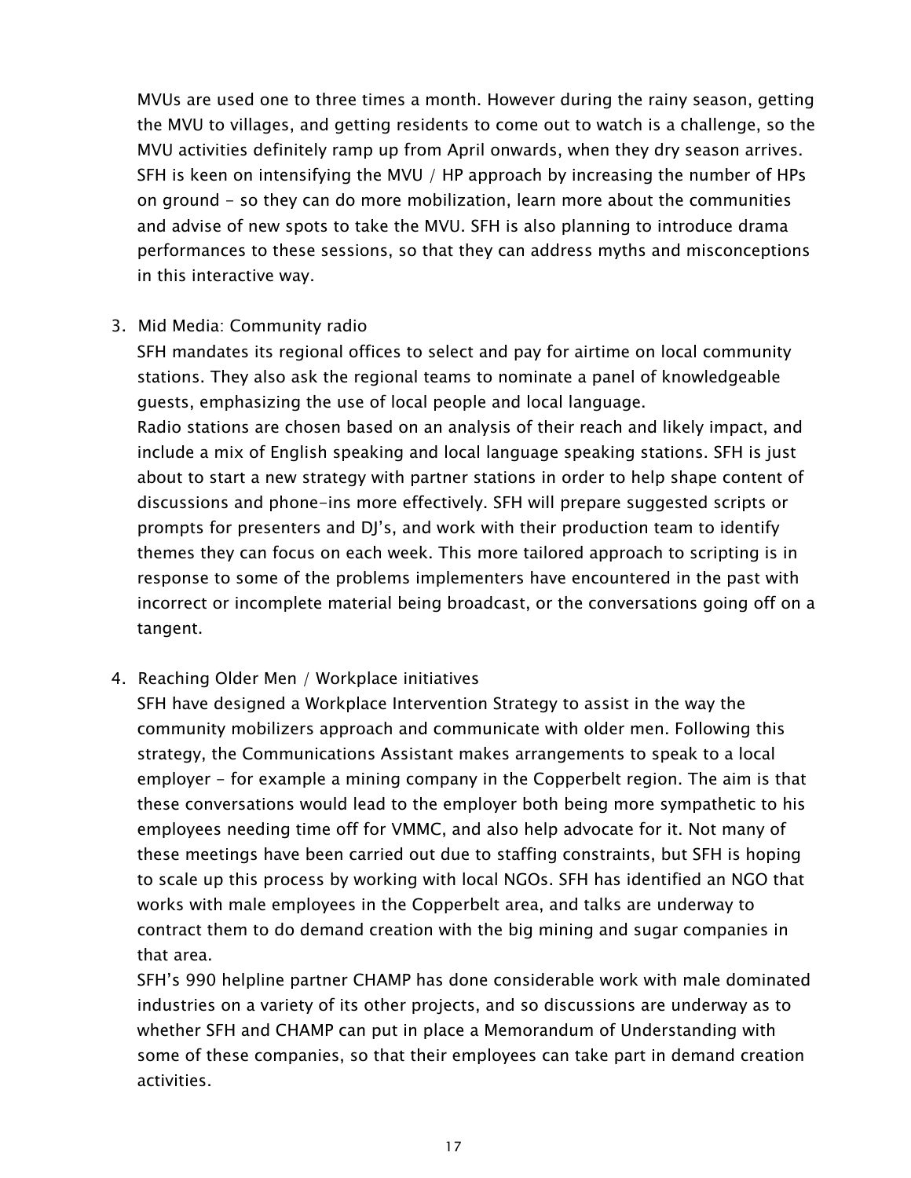MVUs are used one to three times a month. However during the rainy season, getting the MVU to villages, and getting residents to come out to watch is a challenge, so the MVU activities definitely ramp up from April onwards, when they dry season arrives. SFH is keen on intensifying the MVU / HP approach by increasing the number of HPs on ground - so they can do more mobilization, learn more about the communities and advise of new spots to take the MVU. SFH is also planning to introduce drama performances to these sessions, so that they can address myths and misconceptions in this interactive way.

3. Mid Media: Community radio

   SFH mandates its regional offices to select and pay for airtime on local community stations. They also ask the regional teams to nominate a panel of knowledgeable guests, emphasizing the use of local people and local language.

   Radio stations are chosen based on an analysis of their reach and likely impact, and include a mix of English speaking and local language speaking stations. SFH is just about to start a new strategy with partner stations in order to help shape content of discussions and phone-ins more effectively. SFH will prepare suggested scripts or prompts for presenters and DJ's, and work with their production team to identify themes they can focus on each week. This more tailored approach to scripting is in response to some of the problems implementers have encountered in the past with incorrect or incomplete material being broadcast, or the conversations going off on a tangent.

4. Reaching Older Men / Workplace initiatives

   SFH have designed a Workplace Intervention Strategy to assist in the way the community mobilizers approach and communicate with older men. Following this strategy, the Communications Assistant makes arrangements to speak to a local employer - for example a mining company in the Copperbelt region. The aim is that these conversations would lead to the employer both being more sympathetic to his employees needing time off for VMMC, and also help advocate for it. Not many of these meetings have been carried out due to staffing constraints, but SFH is hoping to scale up this process by working with local NGOs. SFH has identified an NGO that works with male employees in the Copperbelt area, and talks are underway to contract them to do demand creation with the big mining and sugar companies in that area.

   SFH's 990 helpline partner CHAMP has done considerable work with male dominated industries on a variety of its other projects, and so discussions are underway as to whether SFH and CHAMP can put in place a Memorandum of Understanding with some of these companies, so that their employees can take part in demand creation activities.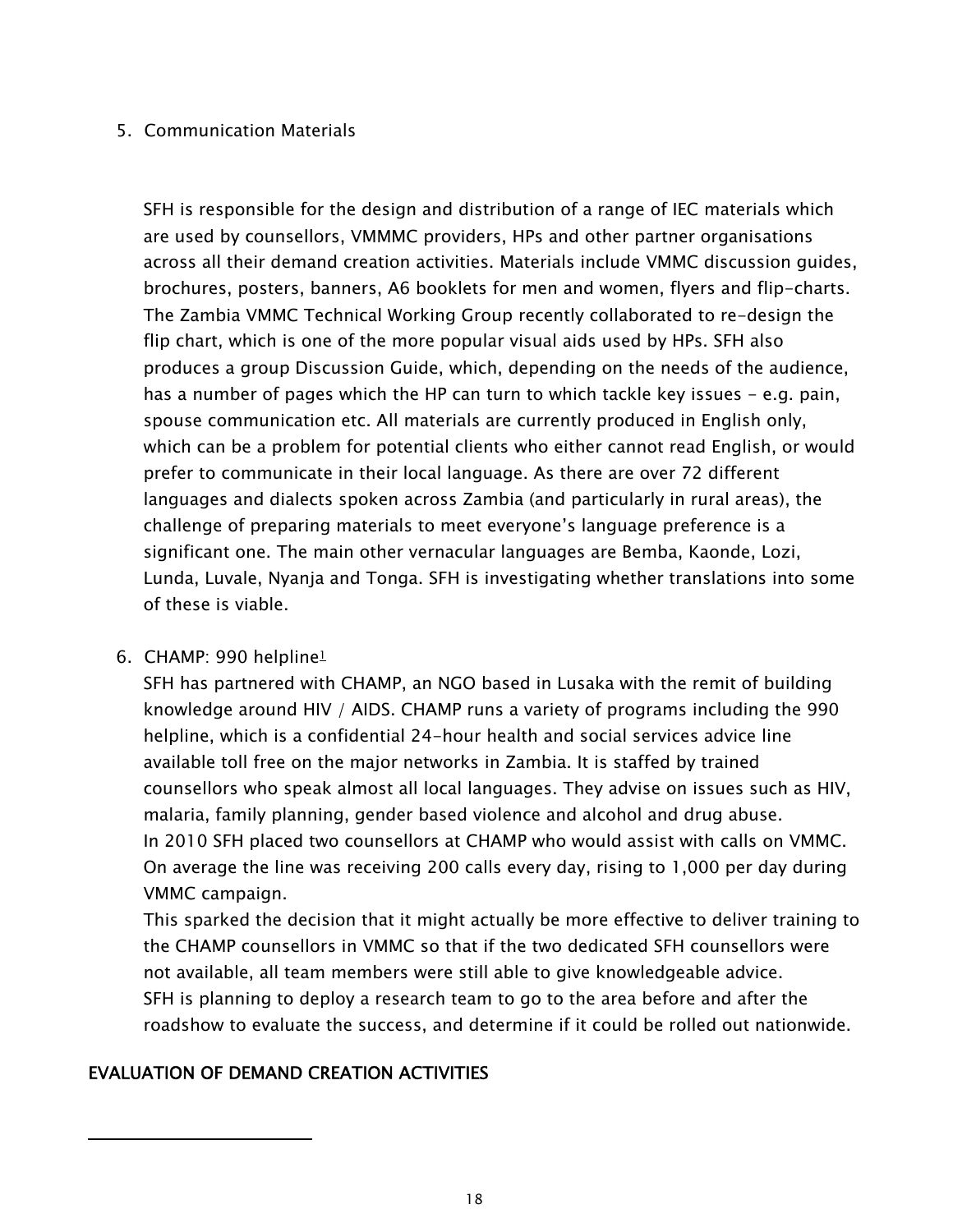5. Communication Materials

SFH is responsible for the design and distribution of a range of IEC materials which are used by counsellors, VMMMC providers, HPs and other partner organisations across all their demand creation activities. Materials include VMMC discussion guides, brochures, posters, banners, A6 booklets for men and women, flyers and flip-charts. The Zambia VMMC Technical Working Group recently collaborated to re-design the flip chart, which is one of the more popular visual aids used by HPs. SFH also produces a group Discussion Guide, which, depending on the needs of the audience, has a number of pages which the HP can turn to which tackle key issues – e.g. pain, spouse communication etc. All materials are currently produced in English only, which can be a problem for potential clients who either cannot read English, or would prefer to communicate in their local language. As there are over 72 different languages and dialects spoken across Zambia (and particularly in rural areas), the challenge of preparing materials to meet everyone's language preference is a significant one. The main other vernacular languages are Bemba, Kaonde, Lozi, Lunda, Luvale, Nyanja and Tonga. SFH is investigating whether translations into some of these is viable.

6. CHAMP: 990 helpline[1]

SFH has partnered with CHAMP, an NGO based in Lusaka with the remit of building knowledge around HIV / AIDS. CHAMP runs a variety of programs including the 990 helpline, which is a confidential 24-hour health and social services advice line available toll free on the major networks in Zambia. It is staffed by trained counsellors who speak almost all local languages. They advise on issues such as HIV, malaria, family planning, gender based violence and alcohol and drug abuse.

In 2010 SFH placed two counsellors at CHAMP who would assist with calls on VMMC. On average the line was receiving 200 calls every day, rising to 1,000 per day during VMMC campaign.

This sparked the decision that it might actually be more effective to deliver training to the CHAMP counsellors in VMMC so that if the two dedicated SFH counsellors were not available, all team members were still able to give knowledgeable advice.

SFH is planning to deploy a research team to go to the area before and after the roadshow to evaluate the success, and determine if it could be rolled out nationwide.

## EVALUATION OF DEMAND CREATION ACTIVITIES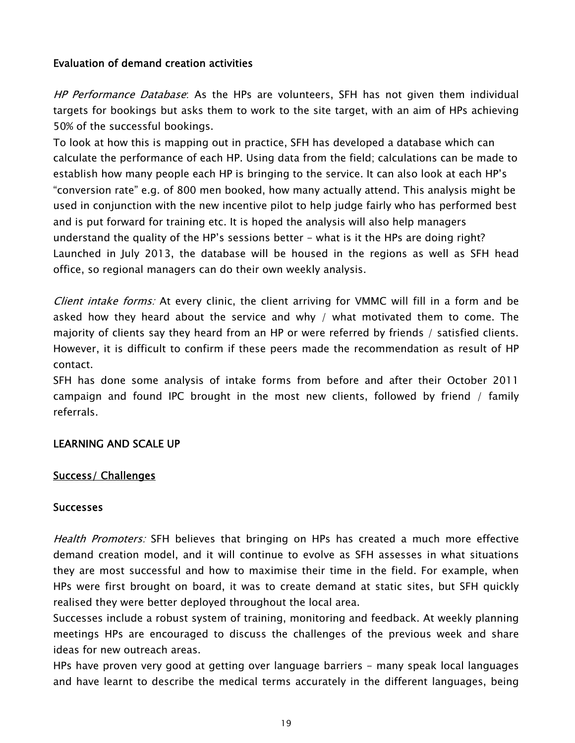### Evaluation of demand creation activities

*HP Performance Database*: As the HPs are volunteers, SFH has not given them individual targets for bookings but asks them to work to the site target, with an aim of HPs achieving 50% of the successful bookings.

To look at how this is mapping out in practice, SFH has developed a database which can calculate the performance of each HP. Using data from the field; calculations can be made to establish how many people each HP is bringing to the service. It can also look at each HP's "conversion rate" e.g. of 800 men booked, how many actually attend. This analysis might be used in conjunction with the new incentive pilot to help judge fairly who has performed best and is put forward for training etc. It is hoped the analysis will also help managers understand the quality of the HP's sessions better - what is it the HPs are doing right? Launched in July 2013, the database will be housed in the regions as well as SFH head office, so regional managers can do their own weekly analysis.

*Client intake forms:* At every clinic, the client arriving for VMMC will fill in a form and be asked how they heard about the service and why / what motivated them to come. The majority of clients say they heard from an HP or were referred by friends / satisfied clients. However, it is difficult to confirm if these peers made the recommendation as result of HP contact.

SFH has done some analysis of intake forms from before and after their October 2011 campaign and found IPC brought in the most new clients, followed by friend / family referrals.

## LEARNING AND SCALE UP

### Success/ Challenges

### Successes

*Health Promoters:* SFH believes that bringing on HPs has created a much more effective demand creation model, and it will continue to evolve as SFH assesses in what situations they are most successful and how to maximise their time in the field. For example, when HPs were first brought on board, it was to create demand at static sites, but SFH quickly realised they were better deployed throughout the local area.

Successes include a robust system of training, monitoring and feedback. At weekly planning meetings HPs are encouraged to discuss the challenges of the previous week and share ideas for new outreach areas.

HPs have proven very good at getting over language barriers - many speak local languages and have learnt to describe the medical terms accurately in the different languages, being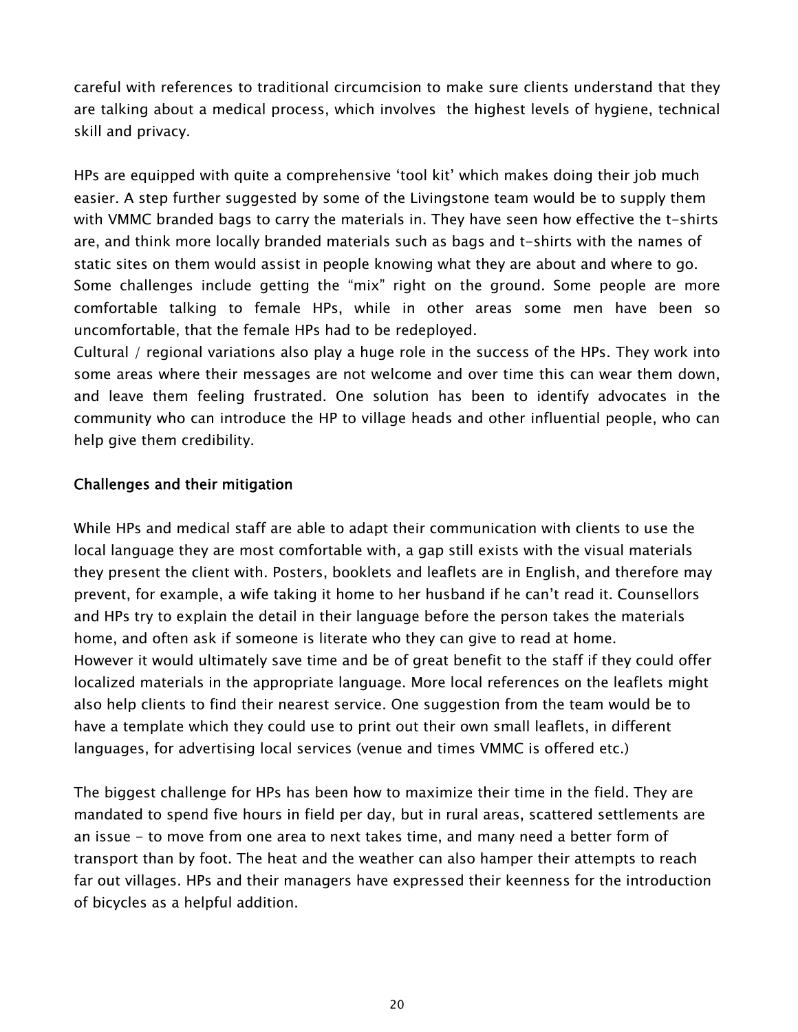careful with references to traditional circumcision to make sure clients understand that they are talking about a medical process, which involves the highest levels of hygiene, technical skill and privacy.

HPs are equipped with quite a comprehensive 'tool kit' which makes doing their job much easier. A step further suggested by some of the Livingstone team would be to supply them with VMMC branded bags to carry the materials in. They have seen how effective the t-shirts are, and think more locally branded materials such as bags and t-shirts with the names of static sites on them would assist in people knowing what they are about and where to go. Some challenges include getting the "mix" right on the ground. Some people are more comfortable talking to female HPs, while in other areas some men have been so uncomfortable, that the female HPs had to be redeployed.
Cultural / regional variations also play a huge role in the success of the HPs. They work into some areas where their messages are not welcome and over time this can wear them down, and leave them feeling frustrated. One solution has been to identify advocates in the community who can introduce the HP to village heads and other influential people, who can help give them credibility.

## Challenges and their mitigation

While HPs and medical staff are able to adapt their communication with clients to use the local language they are most comfortable with, a gap still exists with the visual materials they present the client with. Posters, booklets and leaflets are in English, and therefore may prevent, for example, a wife taking it home to her husband if he can't read it. Counsellors and HPs try to explain the detail in their language before the person takes the materials home, and often ask if someone is literate who they can give to read at home.
However it would ultimately save time and be of great benefit to the staff if they could offer localized materials in the appropriate language. More local references on the leaflets might also help clients to find their nearest service. One suggestion from the team would be to have a template which they could use to print out their own small leaflets, in different languages, for advertising local services (venue and times VMMC is offered etc.)

The biggest challenge for HPs has been how to maximize their time in the field. They are mandated to spend five hours in field per day, but in rural areas, scattered settlements are an issue - to move from one area to next takes time, and many need a better form of transport than by foot. The heat and the weather can also hamper their attempts to reach far out villages. HPs and their managers have expressed their keenness for the introduction of bicycles as a helpful addition.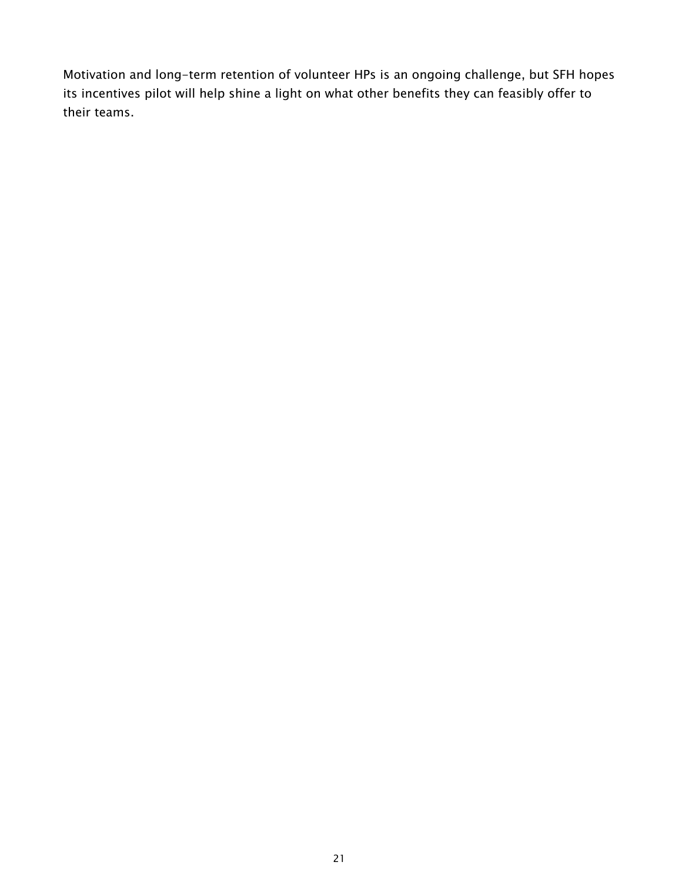Motivation and long-term retention of volunteer HPs is an ongoing challenge, but SFH hopes its incentives pilot will help shine a light on what other benefits they can feasibly offer to their teams.